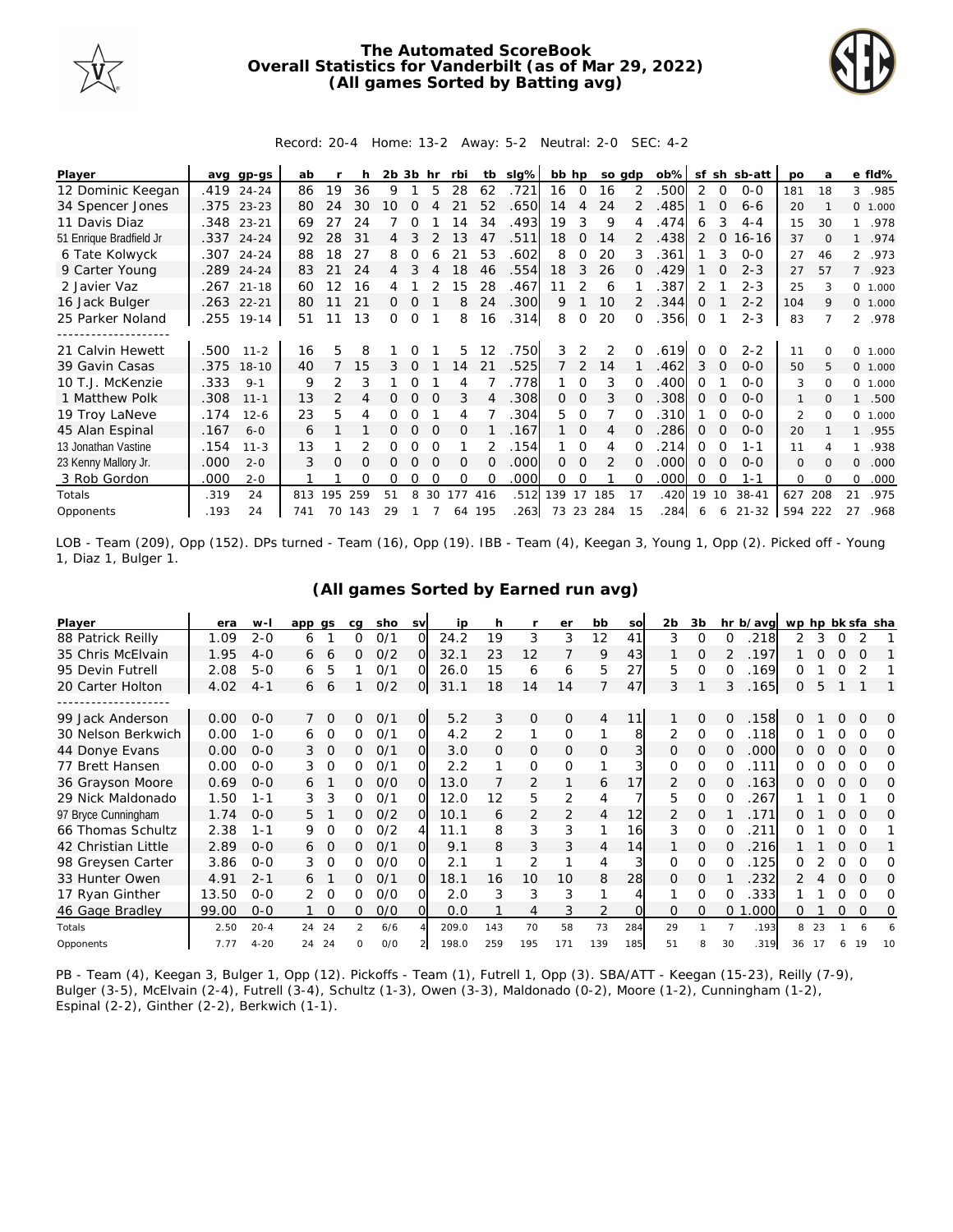# The Automated ScoreBook
## Overall Statistics for Vanderbilt (as of Mar 29, 2022)
## (All games Sorted by Batting avg)

Record: 20-4 Home: 13-2 Away: 5-2 Neutral: 2-0 SEC: 4-2

| Player | avg | gp-gs | ab | r | h | 2b | 3b | hr | rbi | tb | slg% | bb | hp | so | gdp | ob% | sf | sh | sb-att | po | a | e | fld% |
|---|---|---|---|---|---|---|---|---|---|---|---|---|---|---|---|---|---|---|---|---|---|---|---|
| 12 Dominic Keegan | .419 | 24-24 | 86 | 19 | 36 | 9 | 1 | 5 | 28 | 62 | .721 | 16 | 0 | 16 | 2 | .500 | 2 | 0 | 0-0 | 181 | 18 | 3 | .985 |
| 34 Spencer Jones | .375 | 23-23 | 80 | 24 | 30 | 10 | 0 | 4 | 21 | 52 | .650 | 14 | 4 | 24 | 2 | .485 | 1 | 0 | 6-6 | 20 | 1 | 0 | 1.000 |
| 11 Davis Diaz | .348 | 23-21 | 69 | 27 | 24 | 7 | 0 | 1 | 14 | 34 | .493 | 19 | 3 | 9 | 4 | .474 | 6 | 3 | 4-4 | 15 | 30 | 1 | .978 |
| 51 Enrique Bradfield Jr | .337 | 24-24 | 92 | 28 | 31 | 4 | 3 | 2 | 13 | 47 | .511 | 18 | 0 | 14 | 2 | .438 | 2 | 0 | 16-16 | 37 | 0 | 1 | .974 |
| 6 Tate Kolwyck | .307 | 24-24 | 88 | 18 | 27 | 8 | 0 | 6 | 21 | 53 | .602 | 8 | 0 | 20 | 3 | .361 | 1 | 3 | 0-0 | 27 | 46 | 2 | .973 |
| 9 Carter Young | .289 | 24-24 | 83 | 21 | 24 | 4 | 3 | 4 | 18 | 46 | .554 | 18 | 3 | 26 | 0 | .429 | 1 | 0 | 2-3 | 27 | 57 | 7 | .923 |
| 2 Javier Vaz | .267 | 21-18 | 60 | 12 | 16 | 4 | 1 | 2 | 15 | 28 | .467 | 11 | 2 | 6 | 1 | .387 | 2 | 1 | 2-3 | 25 | 3 | 0 | 1.000 |
| 16 Jack Bulger | .263 | 22-21 | 80 | 11 | 21 | 0 | 0 | 1 | 8 | 24 | .300 | 9 | 1 | 10 | 2 | .344 | 0 | 1 | 2-2 | 104 | 9 | 0 | 1.000 |
| 25 Parker Noland | .255 | 19-14 | 51 | 11 | 13 | 0 | 0 | 1 | 8 | 16 | .314 | 8 | 0 | 20 | 0 | .356 | 0 | 1 | 2-3 | 83 | 7 | 2 | .978 |
| 21 Calvin Hewett | .500 | 11-2 | 16 | 5 | 8 | 1 | 0 | 1 | 5 | 12 | .750 | 3 | 2 | 2 | 0 | .619 | 0 | 0 | 2-2 | 11 | 0 | 0 | 1.000 |
| 39 Gavin Casas | .375 | 18-10 | 40 | 7 | 15 | 3 | 0 | 1 | 14 | 21 | .525 | 7 | 2 | 14 | 1 | .462 | 3 | 0 | 0-0 | 50 | 5 | 0 | 1.000 |
| 10 T.J. McKenzie | .333 | 9-1 | 9 | 2 | 3 | 1 | 0 | 1 | 4 | 7 | .778 | 1 | 0 | 3 | 0 | .400 | 0 | 1 | 0-0 | 3 | 0 | 0 | 1.000 |
| 1 Matthew Polk | .308 | 11-1 | 13 | 2 | 4 | 0 | 0 | 0 | 3 | 4 | .308 | 0 | 0 | 3 | 0 | .308 | 0 | 0 | 0-0 | 1 | 0 | 1 | .500 |
| 19 Troy LaNeve | .174 | 12-6 | 23 | 5 | 4 | 0 | 0 | 1 | 4 | 7 | .304 | 5 | 0 | 7 | 0 | .310 | 1 | 0 | 0-0 | 2 | 0 | 0 | 1.000 |
| 45 Alan Espinal | .167 | 6-0 | 6 | 1 | 1 | 0 | 0 | 0 | 0 | 1 | .167 | 1 | 0 | 4 | 0 | .286 | 0 | 0 | 0-0 | 20 | 1 | 1 | .955 |
| 13 Jonathan Vastine | .154 | 11-3 | 13 | 1 | 2 | 0 | 0 | 0 | 1 | 2 | .154 | 1 | 0 | 4 | 0 | .214 | 0 | 0 | 1-1 | 11 | 4 | 1 | .938 |
| 23 Kenny Mallory Jr. | .000 | 2-0 | 3 | 0 | 0 | 0 | 0 | 0 | 0 | 0 | .000 | 0 | 0 | 2 | 0 | .000 | 0 | 0 | 0-0 | 0 | 0 | 0 | .000 |
| 3 Rob Gordon | .000 | 2-0 | 1 | 1 | 0 | 0 | 0 | 0 | 0 | 0 | .000 | 0 | 0 | 1 | 0 | .000 | 0 | 0 | 1-1 | 0 | 0 | 0 | .000 |
| Totals | .319 | 24 | 813 | 195 | 259 | 51 | 8 | 30 | 177 | 416 | .512 | 139 | 17 | 185 | 17 | .420 | 19 | 10 | 38-41 | 627 | 208 | 21 | .975 |
| Opponents | .193 | 24 | 741 | 70 | 143 | 29 | 1 | 7 | 64 | 195 | .263 | 73 | 23 | 284 | 15 | .284 | 6 | 6 | 21-32 | 594 | 222 | 27 | .968 |

LOB - Team (209), Opp (152). DPs turned - Team (16), Opp (19). IBB - Team (4), Keegan 3, Young 1, Opp (2). Picked off - Young 1, Diaz 1, Bulger 1.

## (All games Sorted by Earned run avg)

| Player | era | w-l | app | gs | cg | sho | sv | ip | h | r | er | bb | so | 2b | 3b | hr | b/avg | wp | hp | bk | sfa | sha |
|---|---|---|---|---|---|---|---|---|---|---|---|---|---|---|---|---|---|---|---|---|---|---|
| 88 Patrick Reilly | 1.09 | 2-0 | 6 | 1 | 0 | 0/1 | 0 | 24.2 | 19 | 3 | 3 | 12 | 41 | 3 | 0 | 0 | .218 | 2 | 3 | 0 | 2 | 1 |
| 35 Chris McElvain | 1.95 | 4-0 | 6 | 6 | 0 | 0/2 | 0 | 32.1 | 23 | 12 | 7 | 9 | 43 | 1 | 0 | 2 | .197 | 1 | 0 | 0 | 0 | 1 |
| 95 Devin Futrell | 2.08 | 5-0 | 6 | 5 | 1 | 0/1 | 0 | 26.0 | 15 | 6 | 6 | 5 | 27 | 5 | 0 | 0 | .169 | 0 | 1 | 0 | 2 | 1 |
| 20 Carter Holton | 4.02 | 4-1 | 6 | 6 | 1 | 0/2 | 0 | 31.1 | 18 | 14 | 14 | 7 | 47 | 3 | 1 | 3 | .165 | 0 | 5 | 1 | 1 | 1 |
| 99 Jack Anderson | 0.00 | 0-0 | 7 | 0 | 0 | 0/1 | 0 | 5.2 | 3 | 0 | 0 | 4 | 11 | 1 | 0 | 0 | .158 | 0 | 1 | 0 | 0 | 0 |
| 30 Nelson Berkwich | 0.00 | 1-0 | 6 | 0 | 0 | 0/1 | 0 | 4.2 | 2 | 1 | 0 | 1 | 8 | 2 | 0 | 0 | .118 | 0 | 1 | 0 | 0 | 0 |
| 44 Donye Evans | 0.00 | 0-0 | 3 | 0 | 0 | 0/1 | 0 | 3.0 | 0 | 0 | 0 | 0 | 3 | 0 | 0 | 0 | .000 | 0 | 0 | 0 | 0 | 0 |
| 77 Brett Hansen | 0.00 | 0-0 | 3 | 0 | 0 | 0/1 | 0 | 2.2 | 1 | 0 | 0 | 1 | 3 | 0 | 0 | 0 | .111 | 0 | 0 | 0 | 0 | 0 |
| 36 Grayson Moore | 0.69 | 0-0 | 6 | 1 | 0 | 0/0 | 0 | 13.0 | 7 | 2 | 1 | 6 | 17 | 2 | 0 | 0 | .163 | 0 | 0 | 0 | 0 | 0 |
| 29 Nick Maldonado | 1.50 | 1-1 | 3 | 3 | 0 | 0/1 | 0 | 12.0 | 12 | 5 | 2 | 4 | 7 | 5 | 0 | 0 | .267 | 1 | 1 | 0 | 1 | 0 |
| 97 Bryce Cunningham | 1.74 | 0-0 | 5 | 1 | 0 | 0/2 | 0 | 10.1 | 6 | 2 | 2 | 4 | 12 | 2 | 0 | 1 | .171 | 0 | 1 | 0 | 0 | 0 |
| 66 Thomas Schultz | 2.38 | 1-1 | 9 | 0 | 0 | 0/2 | 4 | 11.1 | 8 | 3 | 3 | 1 | 16 | 3 | 0 | 0 | .211 | 0 | 1 | 0 | 0 | 1 |
| 42 Christian Little | 2.89 | 0-0 | 6 | 0 | 0 | 0/1 | 0 | 9.1 | 8 | 3 | 3 | 4 | 14 | 1 | 0 | 0 | .216 | 1 | 1 | 0 | 0 | 1 |
| 98 Greysen Carter | 3.86 | 0-0 | 3 | 0 | 0 | 0/0 | 0 | 2.1 | 1 | 2 | 1 | 4 | 3 | 0 | 0 | 0 | .125 | 0 | 2 | 0 | 0 | 0 |
| 33 Hunter Owen | 4.91 | 2-1 | 6 | 1 | 0 | 0/1 | 0 | 18.1 | 16 | 10 | 10 | 8 | 28 | 0 | 0 | 1 | .232 | 2 | 4 | 0 | 0 | 0 |
| 17 Ryan Ginther | 13.50 | 0-0 | 2 | 0 | 0 | 0/0 | 0 | 2.0 | 3 | 3 | 3 | 1 | 4 | 1 | 0 | 0 | .333 | 1 | 1 | 0 | 0 | 0 |
| 46 Gage Bradley | 99.00 | 0-0 | 1 | 0 | 0 | 0/0 | 0 | 0.0 | 1 | 4 | 3 | 2 | 0 | 0 | 0 | 0 | 1.000 | 0 | 1 | 0 | 0 | 0 |
| Totals | 2.50 | 20-4 | 24 | 24 | 2 | 6/6 | 4 | 209.0 | 143 | 70 | 58 | 73 | 284 | 29 | 1 | 7 | .193 | 8 | 23 | 1 | 6 | 6 |
| Opponents | 7.77 | 4-20 | 24 | 24 | 0 | 0/0 | 2 | 198.0 | 259 | 195 | 171 | 139 | 185 | 51 | 8 | 30 | .319 | 36 | 17 | 6 | 19 | 10 |

PB - Team (4), Keegan 3, Bulger 1, Opp (12). Pickoffs - Team (1), Futrell 1, Opp (3). SBA/ATT - Keegan (15-23), Reilly (7-9), Bulger (3-5), McElvain (2-4), Futrell (3-4), Schultz (1-3), Owen (3-3), Maldonado (0-2), Moore (1-2), Cunningham (1-2), Espinal (2-2), Ginther (2-2), Berkwich (1-1).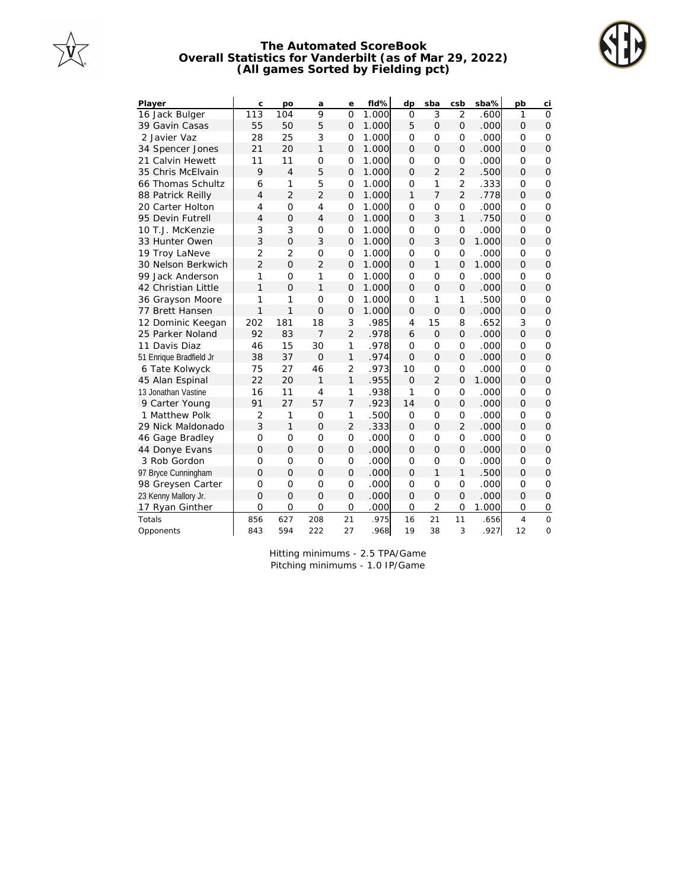# The Automated ScoreBook
## Overall Statistics for Vanderbilt (as of Mar 29, 2022)
### (All games Sorted by Fielding pct)

| Player | c | po | a | e | fld% | dp | sba | csb | sba% | pb | ci |
|---|---|---|---|---|---|---|---|---|---|---|---|
| 16 Jack Bulger | 113 | 104 | 9 | 0 | 1.000 | 0 | 3 | 2 | .600 | 1 | 0 |
| 39 Gavin Casas | 55 | 50 | 5 | 0 | 1.000 | 5 | 0 | 0 | .000 | 0 | 0 |
| 2 Javier Vaz | 28 | 25 | 3 | 0 | 1.000 | 0 | 0 | 0 | .000 | 0 | 0 |
| 34 Spencer Jones | 21 | 20 | 1 | 0 | 1.000 | 0 | 0 | 0 | .000 | 0 | 0 |
| 21 Calvin Hewett | 11 | 11 | 0 | 0 | 1.000 | 0 | 0 | 0 | .000 | 0 | 0 |
| 35 Chris McElvain | 9 | 4 | 5 | 0 | 1.000 | 0 | 2 | 2 | .500 | 0 | 0 |
| 66 Thomas Schultz | 6 | 1 | 5 | 0 | 1.000 | 0 | 1 | 2 | .333 | 0 | 0 |
| 88 Patrick Reilly | 4 | 2 | 2 | 0 | 1.000 | 1 | 7 | 2 | .778 | 0 | 0 |
| 20 Carter Holton | 4 | 0 | 4 | 0 | 1.000 | 0 | 0 | 0 | .000 | 0 | 0 |
| 95 Devin Futrell | 4 | 0 | 4 | 0 | 1.000 | 0 | 3 | 1 | .750 | 0 | 0 |
| 10 T.J. McKenzie | 3 | 3 | 0 | 0 | 1.000 | 0 | 0 | 0 | .000 | 0 | 0 |
| 33 Hunter Owen | 3 | 0 | 3 | 0 | 1.000 | 0 | 3 | 0 | 1.000 | 0 | 0 |
| 19 Troy LaNeve | 2 | 2 | 0 | 0 | 1.000 | 0 | 0 | 0 | .000 | 0 | 0 |
| 30 Nelson Berkwich | 2 | 0 | 2 | 0 | 1.000 | 0 | 1 | 0 | 1.000 | 0 | 0 |
| 99 Jack Anderson | 1 | 0 | 1 | 0 | 1.000 | 0 | 0 | 0 | .000 | 0 | 0 |
| 42 Christian Little | 1 | 0 | 1 | 0 | 1.000 | 0 | 0 | 0 | .000 | 0 | 0 |
| 36 Grayson Moore | 1 | 1 | 0 | 0 | 1.000 | 0 | 1 | 1 | .500 | 0 | 0 |
| 77 Brett Hansen | 1 | 1 | 0 | 0 | 1.000 | 0 | 0 | 0 | .000 | 0 | 0 |
| 12 Dominic Keegan | 202 | 181 | 18 | 3 | .985 | 4 | 15 | 8 | .652 | 3 | 0 |
| 25 Parker Noland | 92 | 83 | 7 | 2 | .978 | 6 | 0 | 0 | .000 | 0 | 0 |
| 11 Davis Diaz | 46 | 15 | 30 | 1 | .978 | 0 | 0 | 0 | .000 | 0 | 0 |
| 51 Enrique Bradfield Jr | 38 | 37 | 0 | 1 | .974 | 0 | 0 | 0 | .000 | 0 | 0 |
| 6 Tate Kolwyck | 75 | 27 | 46 | 2 | .973 | 10 | 0 | 0 | .000 | 0 | 0 |
| 45 Alan Espinal | 22 | 20 | 1 | 1 | .955 | 0 | 2 | 0 | 1.000 | 0 | 0 |
| 13 Jonathan Vastine | 16 | 11 | 4 | 1 | .938 | 1 | 0 | 0 | .000 | 0 | 0 |
| 9 Carter Young | 91 | 27 | 57 | 7 | .923 | 14 | 0 | 0 | .000 | 0 | 0 |
| 1 Matthew Polk | 2 | 1 | 0 | 1 | .500 | 0 | 0 | 0 | .000 | 0 | 0 |
| 29 Nick Maldonado | 3 | 1 | 0 | 2 | .333 | 0 | 0 | 2 | .000 | 0 | 0 |
| 46 Gage Bradley | 0 | 0 | 0 | 0 | .000 | 0 | 0 | 0 | .000 | 0 | 0 |
| 44 Donye Evans | 0 | 0 | 0 | 0 | .000 | 0 | 0 | 0 | .000 | 0 | 0 |
| 3 Rob Gordon | 0 | 0 | 0 | 0 | .000 | 0 | 0 | 0 | .000 | 0 | 0 |
| 97 Bryce Cunningham | 0 | 0 | 0 | 0 | .000 | 0 | 1 | 1 | .500 | 0 | 0 |
| 98 Greysen Carter | 0 | 0 | 0 | 0 | .000 | 0 | 0 | 0 | .000 | 0 | 0 |
| 23 Kenny Mallory Jr. | 0 | 0 | 0 | 0 | .000 | 0 | 0 | 0 | .000 | 0 | 0 |
| 17 Ryan Ginther | 0 | 0 | 0 | 0 | .000 | 0 | 2 | 0 | 1.000 | 0 | 0 |
| Totals | 856 | 627 | 208 | 21 | .975 | 16 | 21 | 11 | .656 | 4 | 0 |
| Opponents | 843 | 594 | 222 | 27 | .968 | 19 | 38 | 3 | .927 | 12 | 0 |

Hitting minimums - 2.5 TPA/Game
Pitching minimums - 1.0 IP/Game